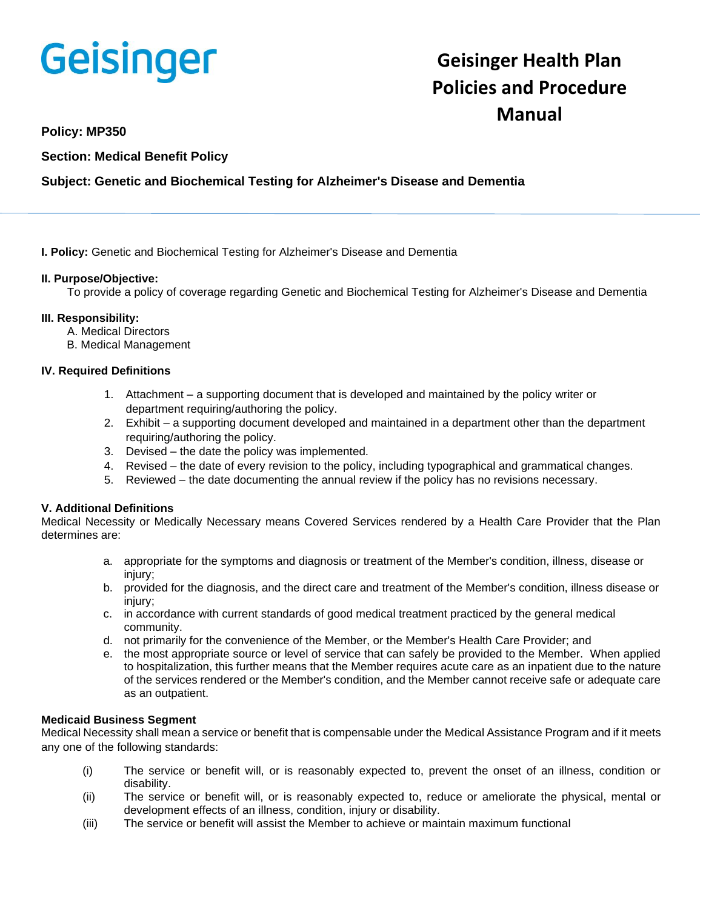Geisinger

# Geisinger Health Plan Policies and Procedure Manual

**Policy: MP350**

**Section: Medical Benefit Policy**

**Subject: Genetic and Biochemical Testing for Alzheimer's Disease and Dementia**

---

**I. Policy:** Genetic and Biochemical Testing for Alzheimer's Disease and Dementia

**II. Purpose/Objective:**
To provide a policy of coverage regarding Genetic and Biochemical Testing for Alzheimer's Disease and Dementia

**III. Responsibility:**
A. Medical Directors
B. Medical Management

**IV. Required Definitions**

1. Attachment – a supporting document that is developed and maintained by the policy writer or department requiring/authoring the policy.
2. Exhibit – a supporting document developed and maintained in a department other than the department requiring/authoring the policy.
3. Devised – the date the policy was implemented.
4. Revised – the date of every revision to the policy, including typographical and grammatical changes.
5. Reviewed – the date documenting the annual review if the policy has no revisions necessary.

**V. Additional Definitions**
Medical Necessity or Medically Necessary means Covered Services rendered by a Health Care Provider that the Plan determines are:

a. appropriate for the symptoms and diagnosis or treatment of the Member's condition, illness, disease or injury;
b. provided for the diagnosis, and the direct care and treatment of the Member's condition, illness disease or injury;
c. in accordance with current standards of good medical treatment practiced by the general medical community.
d. not primarily for the convenience of the Member, or the Member's Health Care Provider; and
e. the most appropriate source or level of service that can safely be provided to the Member. When applied to hospitalization, this further means that the Member requires acute care as an inpatient due to the nature of the services rendered or the Member's condition, and the Member cannot receive safe or adequate care as an outpatient.

**Medicaid Business Segment**
Medical Necessity shall mean a service or benefit that is compensable under the Medical Assistance Program and if it meets any one of the following standards:

(i) The service or benefit will, or is reasonably expected to, prevent the onset of an illness, condition or disability.
(ii) The service or benefit will, or is reasonably expected to, reduce or ameliorate the physical, mental or development effects of an illness, condition, injury or disability.
(iii) The service or benefit will assist the Member to achieve or maintain maximum functional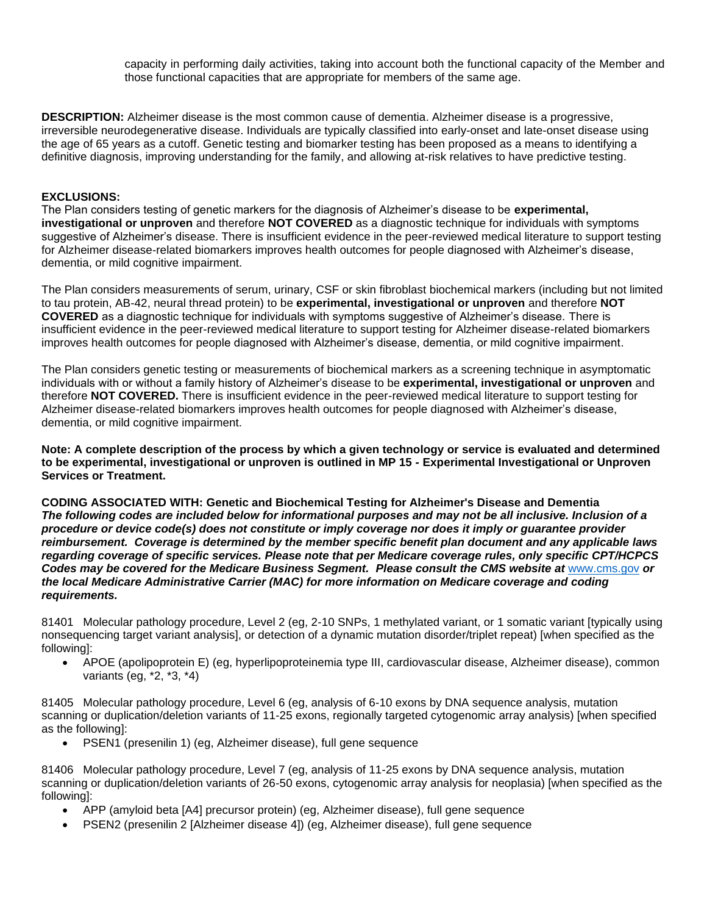capacity in performing daily activities, taking into account both the functional capacity of the Member and those functional capacities that are appropriate for members of the same age.

**DESCRIPTION:** Alzheimer disease is the most common cause of dementia. Alzheimer disease is a progressive, irreversible neurodegenerative disease. Individuals are typically classified into early-onset and late-onset disease using the age of 65 years as a cutoff. Genetic testing and biomarker testing has been proposed as a means to identifying a definitive diagnosis, improving understanding for the family, and allowing at-risk relatives to have predictive testing.

**EXCLUSIONS:**

The Plan considers testing of genetic markers for the diagnosis of Alzheimer's disease to be **experimental, investigational or unproven** and therefore **NOT COVERED** as a diagnostic technique for individuals with symptoms suggestive of Alzheimer's disease. There is insufficient evidence in the peer-reviewed medical literature to support testing for Alzheimer disease-related biomarkers improves health outcomes for people diagnosed with Alzheimer's disease, dementia, or mild cognitive impairment.

The Plan considers measurements of serum, urinary, CSF or skin fibroblast biochemical markers (including but not limited to tau protein, AB-42, neural thread protein) to be **experimental, investigational or unproven** and therefore **NOT COVERED** as a diagnostic technique for individuals with symptoms suggestive of Alzheimer's disease. There is insufficient evidence in the peer-reviewed medical literature to support testing for Alzheimer disease-related biomarkers improves health outcomes for people diagnosed with Alzheimer's disease, dementia, or mild cognitive impairment.

The Plan considers genetic testing or measurements of biochemical markers as a screening technique in asymptomatic individuals with or without a family history of Alzheimer's disease to be **experimental, investigational or unproven** and therefore **NOT COVERED.** There is insufficient evidence in the peer-reviewed medical literature to support testing for Alzheimer disease-related biomarkers improves health outcomes for people diagnosed with Alzheimer's disease, dementia, or mild cognitive impairment.

**Note: A complete description of the process by which a given technology or service is evaluated and determined to be experimental, investigational or unproven is outlined in MP 15 - Experimental Investigational or Unproven Services or Treatment.**

**CODING ASSOCIATED WITH: Genetic and Biochemical Testing for Alzheimer's Disease and Dementia**
***The following codes are included below for informational purposes and may not be all inclusive. Inclusion of a procedure or device code(s) does not constitute or imply coverage nor does it imply or guarantee provider reimbursement. Coverage is determined by the member specific benefit plan document and any applicable laws regarding coverage of specific services. Please note that per Medicare coverage rules, only specific CPT/HCPCS Codes may be covered for the Medicare Business Segment. Please consult the CMS website at*** www.cms.gov ***or the local Medicare Administrative Carrier (MAC) for more information on Medicare coverage and coding requirements.***

81401 Molecular pathology procedure, Level 2 (eg, 2-10 SNPs, 1 methylated variant, or 1 somatic variant [typically using nonsequencing target variant analysis], or detection of a dynamic mutation disorder/triplet repeat) [when specified as the following]:

- APOE (apolipoprotein E) (eg, hyperlipoproteinemia type III, cardiovascular disease, Alzheimer disease), common variants (eg, *2, *3, *4)

81405 Molecular pathology procedure, Level 6 (eg, analysis of 6-10 exons by DNA sequence analysis, mutation scanning or duplication/deletion variants of 11-25 exons, regionally targeted cytogenomic array analysis) [when specified as the following]:

- PSEN1 (presenilin 1) (eg, Alzheimer disease), full gene sequence

81406 Molecular pathology procedure, Level 7 (eg, analysis of 11-25 exons by DNA sequence analysis, mutation scanning or duplication/deletion variants of 26-50 exons, cytogenomic array analysis for neoplasia) [when specified as the following]:

- APP (amyloid beta [A4] precursor protein) (eg, Alzheimer disease), full gene sequence
- PSEN2 (presenilin 2 [Alzheimer disease 4]) (eg, Alzheimer disease), full gene sequence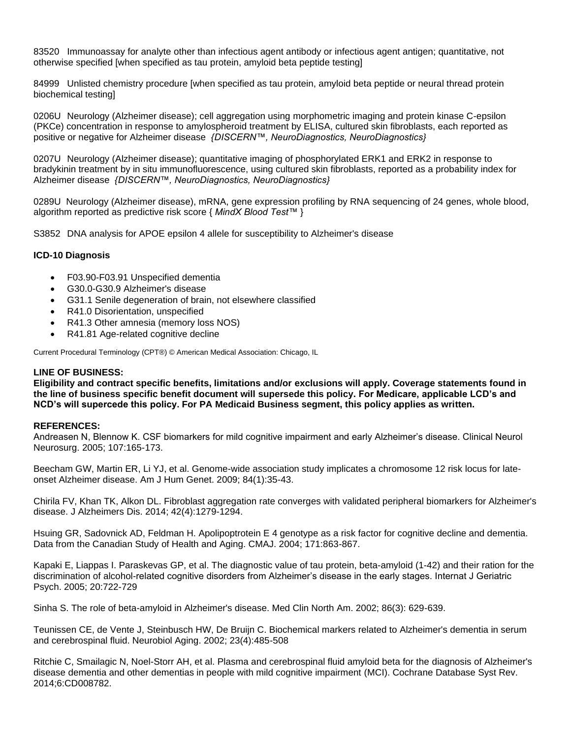83520 Immunoassay for analyte other than infectious agent antibody or infectious agent antigen; quantitative, not otherwise specified [when specified as tau protein, amyloid beta peptide testing]

84999 Unlisted chemistry procedure [when specified as tau protein, amyloid beta peptide or neural thread protein biochemical testing]

0206U Neurology (Alzheimer disease); cell aggregation using morphometric imaging and protein kinase C-epsilon (PKCe) concentration in response to amylospheroid treatment by ELISA, cultured skin fibroblasts, each reported as positive or negative for Alzheimer disease *{DISCERN™, NeuroDiagnostics, NeuroDiagnostics}*

0207U Neurology (Alzheimer disease); quantitative imaging of phosphorylated ERK1 and ERK2 in response to bradykinin treatment by in situ immunofluorescence, using cultured skin fibroblasts, reported as a probability index for Alzheimer disease *{DISCERN™, NeuroDiagnostics, NeuroDiagnostics}*

0289U Neurology (Alzheimer disease), mRNA, gene expression profiling by RNA sequencing of 24 genes, whole blood, algorithm reported as predictive risk score { *MindX Blood Test*™ }

S3852 DNA analysis for APOE epsilon 4 allele for susceptibility to Alzheimer's disease

**ICD-10 Diagnosis**

- F03.90-F03.91 Unspecified dementia
- G30.0-G30.9 Alzheimer's disease
- G31.1 Senile degeneration of brain, not elsewhere classified
- R41.0 Disorientation, unspecified
- R41.3 Other amnesia (memory loss NOS)
- R41.81 Age-related cognitive decline

Current Procedural Terminology (CPT®) © American Medical Association: Chicago, IL

**LINE OF BUSINESS:**

**Eligibility and contract specific benefits, limitations and/or exclusions will apply. Coverage statements found in the line of business specific benefit document will supersede this policy. For Medicare, applicable LCD's and NCD's will supercede this policy. For PA Medicaid Business segment, this policy applies as written.**

**REFERENCES:**

Andreasen N, Blennow K. CSF biomarkers for mild cognitive impairment and early Alzheimer's disease. Clinical Neurol Neurosurg. 2005; 107:165-173.

Beecham GW, Martin ER, Li YJ, et al. Genome-wide association study implicates a chromosome 12 risk locus for late-onset Alzheimer disease. Am J Hum Genet. 2009; 84(1):35-43.

Chirila FV, Khan TK, Alkon DL. Fibroblast aggregation rate converges with validated peripheral biomarkers for Alzheimer's disease. J Alzheimers Dis. 2014; 42(4):1279-1294.

Hsuing GR, Sadovnick AD, Feldman H. Apolipoptrotein E 4 genotype as a risk factor for cognitive decline and dementia. Data from the Canadian Study of Health and Aging. CMAJ. 2004; 171:863-867.

Kapaki E, Liappas I. Paraskevas GP, et al. The diagnostic value of tau protein, beta-amyloid (1-42) and their ration for the discrimination of alcohol-related cognitive disorders from Alzheimer's disease in the early stages. Internat J Geriatric Psych. 2005; 20:722-729

Sinha S. The role of beta-amyloid in Alzheimer's disease. Med Clin North Am. 2002; 86(3): 629-639.

Teunissen CE, de Vente J, Steinbusch HW, De Bruijn C. Biochemical markers related to Alzheimer's dementia in serum and cerebrospinal fluid. Neurobiol Aging. 2002; 23(4):485-508

Ritchie C, Smailagic N, Noel-Storr AH, et al. Plasma and cerebrospinal fluid amyloid beta for the diagnosis of Alzheimer's disease dementia and other dementias in people with mild cognitive impairment (MCI). Cochrane Database Syst Rev. 2014;6:CD008782.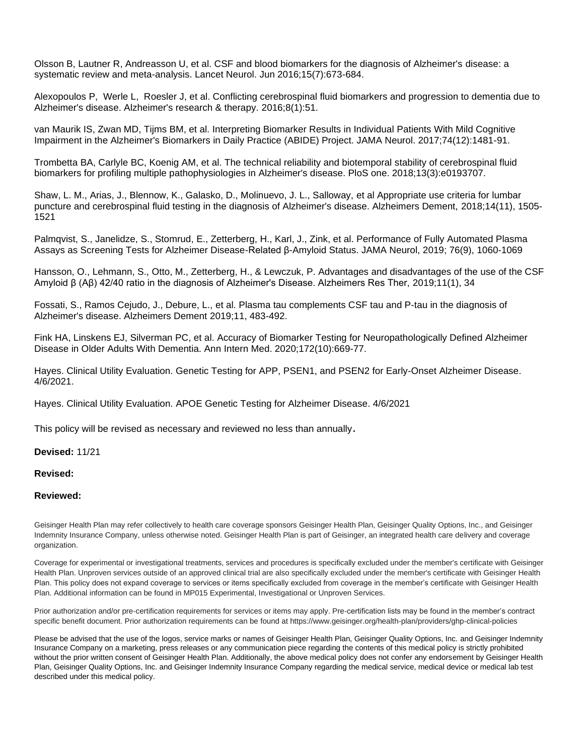Olsson B, Lautner R, Andreasson U, et al. CSF and blood biomarkers for the diagnosis of Alzheimer's disease: a systematic review and meta-analysis. Lancet Neurol. Jun 2016;15(7):673-684.

Alexopoulos P, Werle L, Roesler J, et al. Conflicting cerebrospinal fluid biomarkers and progression to dementia due to Alzheimer's disease. Alzheimer's research & therapy. 2016;8(1):51.

van Maurik IS, Zwan MD, Tijms BM, et al. Interpreting Biomarker Results in Individual Patients With Mild Cognitive Impairment in the Alzheimer's Biomarkers in Daily Practice (ABIDE) Project. JAMA Neurol. 2017;74(12):1481-91.

Trombetta BA, Carlyle BC, Koenig AM, et al. The technical reliability and biotemporal stability of cerebrospinal fluid biomarkers for profiling multiple pathophysiologies in Alzheimer's disease. PloS one. 2018;13(3):e0193707.

Shaw, L. M., Arias, J., Blennow, K., Galasko, D., Molinuevo, J. L., Salloway, et al Appropriate use criteria for lumbar puncture and cerebrospinal fluid testing in the diagnosis of Alzheimer's disease. Alzheimers Dement, 2018;14(11), 1505-1521

Palmqvist, S., Janelidze, S., Stomrud, E., Zetterberg, H., Karl, J., Zink, et al. Performance of Fully Automated Plasma Assays as Screening Tests for Alzheimer Disease-Related β-Amyloid Status. JAMA Neurol, 2019; 76(9), 1060-1069

Hansson, O., Lehmann, S., Otto, M., Zetterberg, H., & Lewczuk, P. Advantages and disadvantages of the use of the CSF Amyloid β (Aβ) 42/40 ratio in the diagnosis of Alzheimer's Disease. Alzheimers Res Ther, 2019;11(1), 34

Fossati, S., Ramos Cejudo, J., Debure, L., et al. Plasma tau complements CSF tau and P-tau in the diagnosis of Alzheimer's disease. Alzheimers Dement 2019;11, 483-492.

Fink HA, Linskens EJ, Silverman PC, et al. Accuracy of Biomarker Testing for Neuropathologically Defined Alzheimer Disease in Older Adults With Dementia. Ann Intern Med. 2020;172(10):669-77.

Hayes. Clinical Utility Evaluation. Genetic Testing for APP, PSEN1, and PSEN2 for Early-Onset Alzheimer Disease. 4/6/2021.

Hayes. Clinical Utility Evaluation. APOE Genetic Testing for Alzheimer Disease. 4/6/2021

This policy will be revised as necessary and reviewed no less than annually.

**Devised:** 11/21

**Revised:**

**Reviewed:**

Geisinger Health Plan may refer collectively to health care coverage sponsors Geisinger Health Plan, Geisinger Quality Options, Inc., and Geisinger Indemnity Insurance Company, unless otherwise noted. Geisinger Health Plan is part of Geisinger, an integrated health care delivery and coverage organization.

Coverage for experimental or investigational treatments, services and procedures is specifically excluded under the member's certificate with Geisinger Health Plan. Unproven services outside of an approved clinical trial are also specifically excluded under the member's certificate with Geisinger Health Plan. This policy does not expand coverage to services or items specifically excluded from coverage in the member's certificate with Geisinger Health Plan. Additional information can be found in MP015 Experimental, Investigational or Unproven Services.

Prior authorization and/or pre-certification requirements for services or items may apply. Pre-certification lists may be found in the member's contract specific benefit document. Prior authorization requirements can be found at https://www.geisinger.org/health-plan/providers/ghp-clinical-policies

Please be advised that the use of the logos, service marks or names of Geisinger Health Plan, Geisinger Quality Options, Inc. and Geisinger Indemnity Insurance Company on a marketing, press releases or any communication piece regarding the contents of this medical policy is strictly prohibited without the prior written consent of Geisinger Health Plan. Additionally, the above medical policy does not confer any endorsement by Geisinger Health Plan, Geisinger Quality Options, Inc. and Geisinger Indemnity Insurance Company regarding the medical service, medical device or medical lab test described under this medical policy.